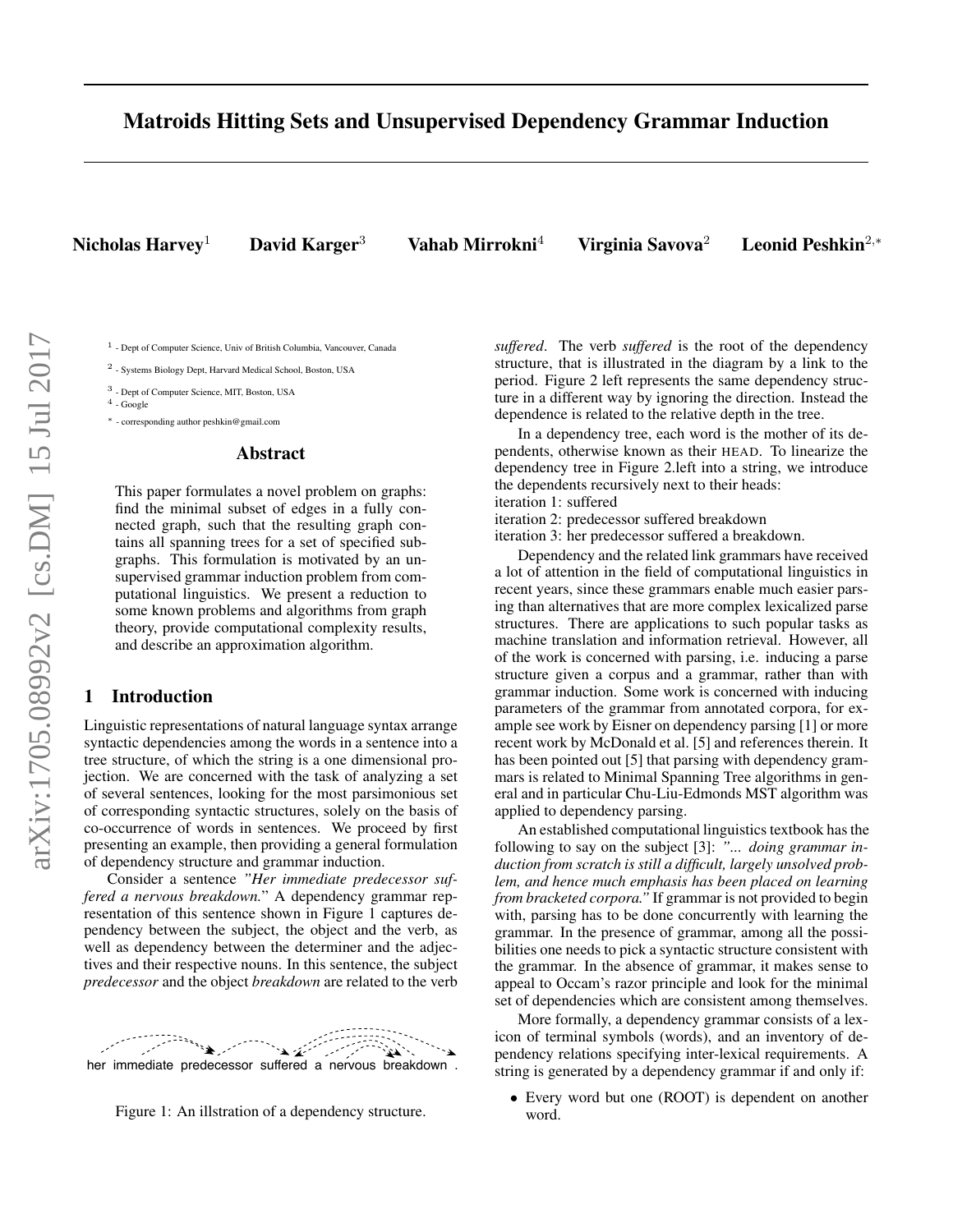# Matroids Hitting Sets and Unsupervised Dependency Grammar Induction

**Nicholas Harvey**[1] **David Karger**[3] **Vahab Mirrokni**[4] **Virginia Savova**[2] **Leonid Peshkin**[2,*]

[1] - Dept of Computer Science, Univ of British Columbia, Vancouver, Canada

[2] - Systems Biology Dept, Harvard Medical School, Boston, USA

[3] - Dept of Computer Science, MIT, Boston, USA

[4] - Google

[*] - corresponding author peshkin@gmail.com

## Abstract

This paper formulates a novel problem on graphs: find the minimal subset of edges in a fully connected graph, such that the resulting graph contains all spanning trees for a set of specified subgraphs. This formulation is motivated by an unsupervised grammar induction problem from computational linguistics. We present a reduction to some known problems and algorithms from graph theory, provide computational complexity results, and describe an approximation algorithm.

## 1 Introduction

Linguistic representations of natural language syntax arrange syntactic dependencies among the words in a sentence into a tree structure, of which the string is a one dimensional projection. We are concerned with the task of analyzing a set of several sentences, looking for the most parsimonious set of corresponding syntactic structures, solely on the basis of co-occurrence of words in sentences. We proceed by first presenting an example, then providing a general formulation of dependency structure and grammar induction.

Consider a sentence *"Her immediate predecessor suffered a nervous breakdown."* A dependency grammar representation of this sentence shown in Figure 1 captures dependency between the subject, the object and the verb, as well as dependency between the determiner and the adjectives and their respective nouns. In this sentence, the subject *predecessor* and the object *breakdown* are related to the verb

her immediate predecessor suffered a nervous breakdown .

Figure 1: An illstration of a dependency structure.

*suffered*. The verb *suffered* is the root of the dependency structure, that is illustrated in the diagram by a link to the period. Figure 2 left represents the same dependency structure in a different way by ignoring the direction. Instead the dependence is related to the relative depth in the tree.

In a dependency tree, each word is the mother of its dependents, otherwise known as their HEAD. To linearize the dependency tree in Figure 2.left into a string, we introduce the dependents recursively next to their heads:
iteration 1: suffered
iteration 2: predecessor suffered breakdown
iteration 3: her predecessor suffered a breakdown.

Dependency and the related link grammars have received a lot of attention in the field of computational linguistics in recent years, since these grammars enable much easier parsing than alternatives that are more complex lexicalized parse structures. There are applications to such popular tasks as machine translation and information retrieval. However, all of the work is concerned with parsing, i.e. inducing a parse structure given a corpus and a grammar, rather than with grammar induction. Some work is concerned with inducing parameters of the grammar from annotated corpora, for example see work by Eisner on dependency parsing [1] or more recent work by McDonald et al. [5] and references therein. It has been pointed out [5] that parsing with dependency grammars is related to Minimal Spanning Tree algorithms in general and in particular Chu-Liu-Edmonds MST algorithm was applied to dependency parsing.

An established computational linguistics textbook has the following to say on the subject [3]: *"... doing grammar induction from scratch is still a difficult, largely unsolved problem, and hence much emphasis has been placed on learning from bracketed corpora."* If grammar is not provided to begin with, parsing has to be done concurrently with learning the grammar. In the presence of grammar, among all the possibilities one needs to pick a syntactic structure consistent with the grammar. In the absence of grammar, it makes sense to appeal to Occam's razor principle and look for the minimal set of dependencies which are consistent among themselves.

More formally, a dependency grammar consists of a lexicon of terminal symbols (words), and an inventory of dependency relations specifying inter-lexical requirements. A string is generated by a dependency grammar if and only if:

- Every word but one (ROOT) is dependent on another word.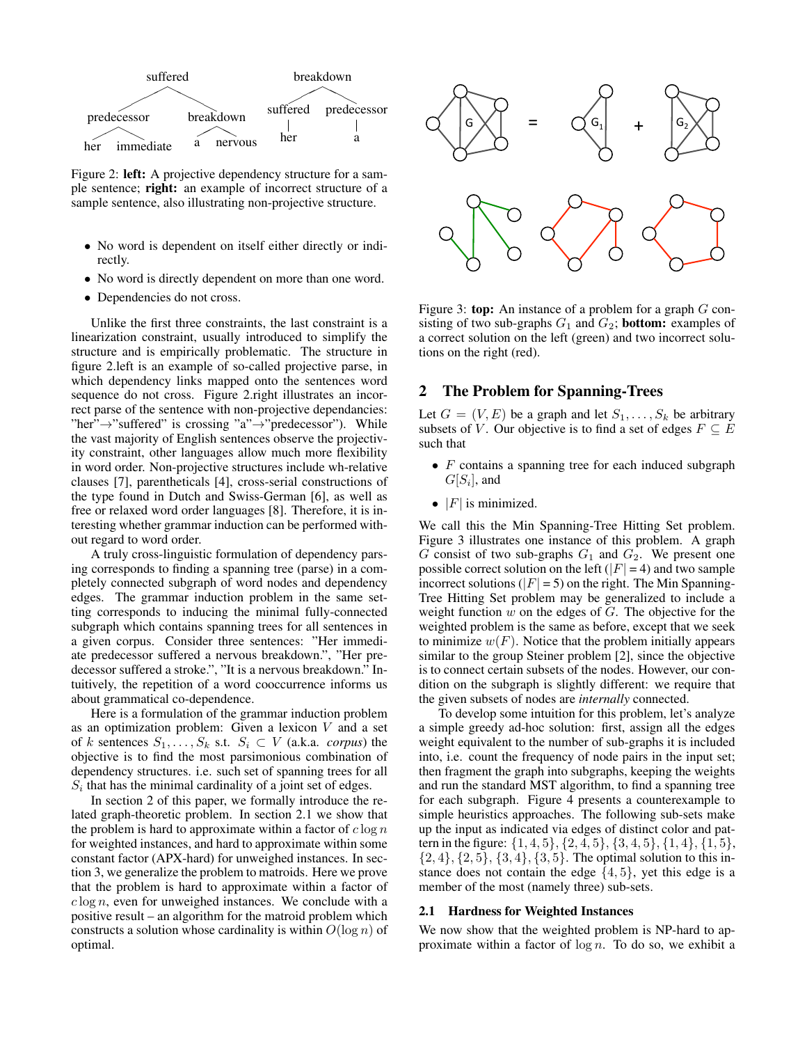Figure 2: **left:** A projective dependency structure for a sample sentence; **right:** an example of incorrect structure of a sample sentence, also illustrating non-projective structure.

- No word is dependent on itself either directly or indirectly.
- No word is directly dependent on more than one word.
- Dependencies do not cross.

Unlike the first three constraints, the last constraint is a linearization constraint, usually introduced to simplify the structure and is empirically problematic. The structure in figure 2.left is an example of so-called projective parse, in which dependency links mapped onto the sentences word sequence do not cross. Figure 2.right illustrates an incorrect parse of the sentence with non-projective dependancies: "her"→"suffered" is crossing "a"→"predecessor"). While the vast majority of English sentences observe the projectivity constraint, other languages allow much more flexibility in word order. Non-projective structures include wh-relative clauses [7], parentheticals [4], cross-serial constructions of the type found in Dutch and Swiss-German [6], as well as free or relaxed word order languages [8]. Therefore, it is interesting whether grammar induction can be performed without regard to word order.

A truly cross-linguistic formulation of dependency parsing corresponds to finding a spanning tree (parse) in a completely connected subgraph of word nodes and dependency edges. The grammar induction problem in the same setting corresponds to inducing the minimal fully-connected subgraph which contains spanning trees for all sentences in a given corpus. Consider three sentences: "Her immediate predecessor suffered a nervous breakdown.", "Her predecessor suffered a stroke.", "It is a nervous breakdown." Intuitively, the repetition of a word cooccurrence informs us about grammatical co-dependence.

Here is a formulation of the grammar induction problem as an optimization problem: Given a lexicon $V$ and a set of $k$ sentences $S_1, \ldots, S_k$ s.t. $S_i \subset V$ (a.k.a. *corpus*) the objective is to find the most parsimonious combination of dependency structures. i.e. such set of spanning trees for all $S_i$ that has the minimal cardinality of a joint set of edges.

In section 2 of this paper, we formally introduce the related graph-theoretic problem. In section 2.1 we show that the problem is hard to approximate within a factor of $c \log n$ for weighted instances, and hard to approximate within some constant factor (APX-hard) for unweighed instances. In section 3, we generalize the problem to matroids. Here we prove that the problem is hard to approximate within a factor of $c \log n$, even for unweighted instances. We conclude with a positive result – an algorithm for the matroid problem which constructs a solution whose cardinality is within $O(\log n)$ of optimal.

Figure 3: **top:** An instance of a problem for a graph $G$ consisting of two sub-graphs $G_1$ and $G_2$; **bottom:** examples of a correct solution on the left (green) and two incorrect solutions on the right (red).

## 2 The Problem for Spanning-Trees

Let $G = (V, E)$ be a graph and let $S_1, \ldots, S_k$ be arbitrary subsets of $V$. Our objective is to find a set of edges $F \subseteq E$ such that

- $F$ contains a spanning tree for each induced subgraph $G[S_i]$, and
- $|F|$ is minimized.

We call this the Min Spanning-Tree Hitting Set problem. Figure 3 illustrates one instance of this problem. A graph $G$ consist of two sub-graphs $G_1$ and $G_2$. We present one possible correct solution on the left ($|F| = 4$) and two sample incorrect solutions ($|F| = 5$) on the right. The Min Spanning-Tree Hitting Set problem may be generalized to include a weight function $w$ on the edges of $G$. The objective for the weighted problem is the same as before, except that we seek to minimize $w(F)$. Notice that the problem initially appears similar to the group Steiner problem [2], since the objective is to connect certain subsets of the nodes. However, our condition on the subgraph is slightly different: we require that the given subsets of nodes are *internally* connected.

To develop some intuition for this problem, let's analyze a simple greedy ad-hoc solution: first, assign all the edges weight equivalent to the number of sub-graphs it is included into, i.e. count the frequency of node pairs in the input set; then fragment the graph into subgraphs, keeping the weights and run the standard MST algorithm, to find a spanning tree for each subgraph. Figure 4 presents a counterexample to simple heuristics approaches. The following sub-sets make up the input as indicated via edges of distinct color and pattern in the figure: $\{1, 4, 5\}, \{2, 4, 5\}, \{3, 4, 5\}, \{1, 4\}, \{1, 5\}, \{2, 4\}, \{2, 5\}, \{3, 4\}, \{3, 5\}$. The optimal solution to this instance does not contain the edge $\{4, 5\}$, yet this edge is a member of the most (namely three) sub-sets.

### 2.1 Hardness for Weighted Instances

We now show that the weighted problem is NP-hard to approximate within a factor of $\log n$. To do so, we exhibit a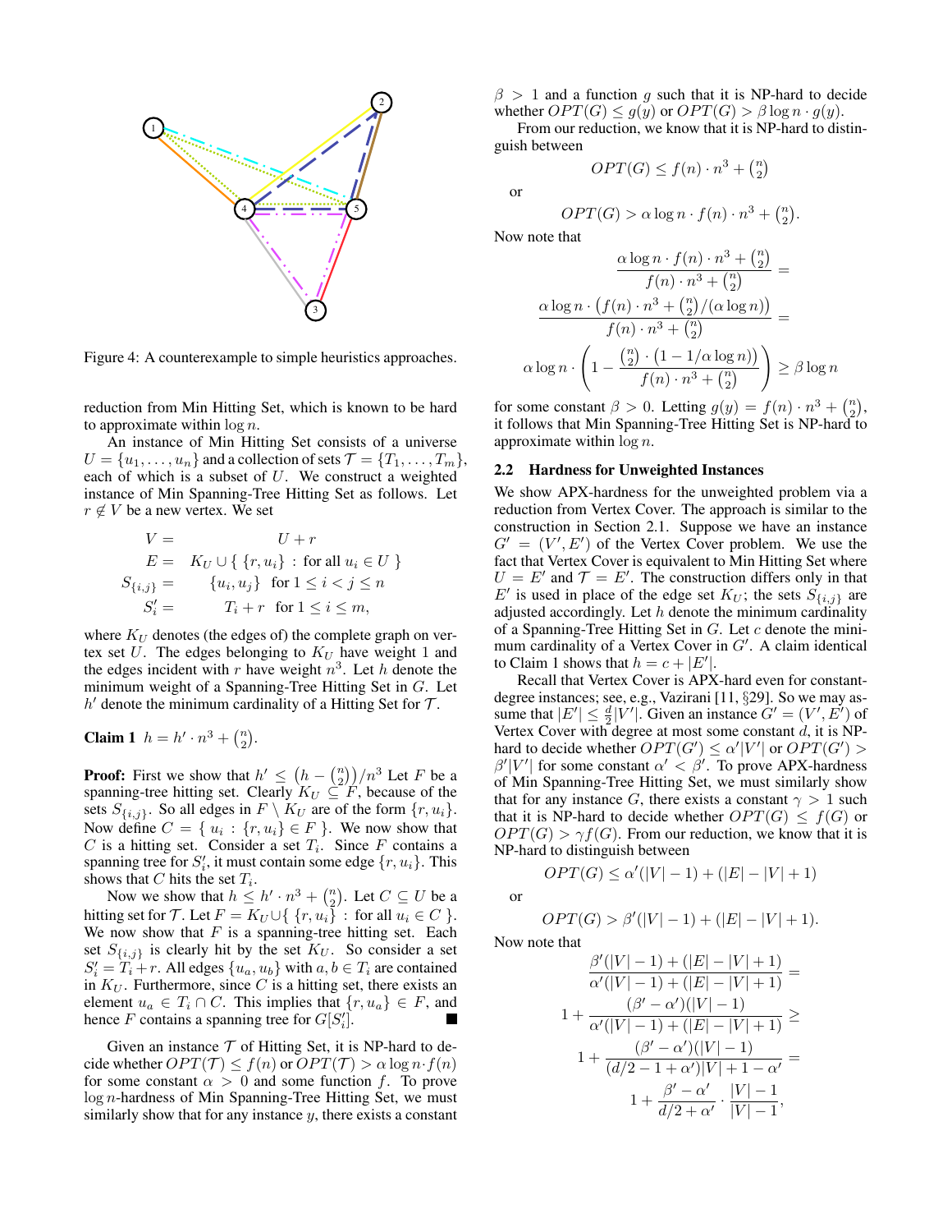Figure 4: A counterexample to simple heuristics approaches.

reduction from Min Hitting Set, which is known to be hard to approximate within $\log n$.

An instance of Min Hitting Set consists of a universe $U = \{u_1, \ldots, u_n\}$ and a collection of sets $\mathcal{T} = \{T_1, \ldots, T_m\}$, each of which is a subset of $U$. We construct a weighted instance of Min Spanning-Tree Hitting Set as follows. Let $r \notin V$ be a new vertex. We set

$$
\begin{aligned}
V &= \quad U + r \\
E &= \quad K_U \cup \{\ \{r, u_i\} \ : \text{ for all } u_i \in U\ \} \\
S_{\{i,j\}} &= \quad \{u_i, u_j\} \quad \text{for } 1 \le i < j \le n \\
S'_i &= \quad T_i + r \quad \text{for } 1 \le i \le m,
\end{aligned}
$$

where $K_U$ denotes (the edges of) the complete graph on vertex set $U$. The edges belonging to $K_U$ have weight 1 and the edges incident with $r$ have weight $n^3$. Let $h$ denote the minimum weight of a Spanning-Tree Hitting Set in $G$. Let $h'$ denote the minimum cardinality of a Hitting Set for $\mathcal{T}$.

**Claim 1** $h = h' \cdot n^3 + \binom{n}{2}$.

**Proof:** First we show that $h' \le \left(h - \binom{n}{2}\right)/n^3$ Let $F$ be a spanning-tree hitting set. Clearly $K_U \subseteq F$, because of the sets $S_{\{i,j\}}$. So all edges in $F \setminus K_U$ are of the form $\{r, u_i\}$. Now define $C = \{\ u_i : \{r, u_i\} \in F\ \}$. We now show that $C$ is a hitting set. Consider a set $T_i$. Since $F$ contains a spanning tree for $S'_i$, it must contain some edge $\{r, u_i\}$. This shows that $C$ hits the set $T_i$.

Now we show that $h \le h' \cdot n^3 + \binom{n}{2}$. Let $C \subseteq U$ be a hitting set for $\mathcal{T}$. Let $F = K_U \cup \{\ \{r, u_i\} : \text{for all } u_i \in C\ \}$. We now show that $F$ is a spanning-tree hitting set. Each set $S_{\{i,j\}}$ is clearly hit by the set $K_U$. So consider a set $S'_i = T_i + r$. All edges $\{u_a, u_b\}$ with $a, b \in T_i$ are contained in $K_U$. Furthermore, since $C$ is a hitting set, there exists an element $u_a \in T_i \cap C$. This implies that $\{r, u_a\} \in F$, and hence $F$ contains a spanning tree for $G[S'_i]$. ■

Given an instance $\mathcal{T}$ of Hitting Set, it is NP-hard to decide whether $OPT(\mathcal{T}) \le f(n)$ or $OPT(\mathcal{T}) > \alpha \log n \cdot f(n)$ for some constant $\alpha > 0$ and some function $f$. To prove $\log n$-hardness of Min Spanning-Tree Hitting Set, we must similarly show that for any instance $y$, there exists a constant $\beta > 1$ and a function $g$ such that it is NP-hard to decide whether $OPT(G) \le g(y)$ or $OPT(G) > \beta \log n \cdot g(y)$.

From our reduction, we know that it is NP-hard to distinguish between

$$OPT(G) \le f(n) \cdot n^3 + \tbinom{n}{2}$$

or

$$OPT(G) > \alpha \log n \cdot f(n) \cdot n^3 + \tbinom{n}{2}.$$

Now note that

$$
\begin{aligned}
\frac{\alpha \log n \cdot f(n) \cdot n^3 + \binom{n}{2}}{f(n) \cdot n^3 + \binom{n}{2}} &= \\
\frac{\alpha \log n \cdot \left(f(n) \cdot n^3 + \binom{n}{2}/(\alpha \log n)\right)}{f(n) \cdot n^3 + \binom{n}{2}} &= \\
\alpha \log n \cdot \left(1 - \frac{\binom{n}{2} \cdot \left(1 - 1/\alpha \log n\right)}{f(n) \cdot n^3 + \binom{n}{2}}\right) &\ge \beta \log n
\end{aligned}
$$

for some constant $\beta > 0$. Letting $g(y) = f(n) \cdot n^3 + \binom{n}{2}$, it follows that Min Spanning-Tree Hitting Set is NP-hard to approximate within $\log n$.

### 2.2 Hardness for Unweighted Instances

We show APX-hardness for the unweighted problem via a reduction from Vertex Cover. The approach is similar to the construction in Section 2.1. Suppose we have an instance $G' = (V', E')$ of the Vertex Cover problem. We use the fact that Vertex Cover is equivalent to Min Hitting Set where $U = E'$ and $\mathcal{T} = E'$. The construction differs only in that $E'$ is used in place of the edge set $K_U$; the sets $S_{\{i,j\}}$ are adjusted accordingly. Let $h$ denote the minimum cardinality of a Spanning-Tree Hitting Set in $G$. Let $c$ denote the minimum cardinality of a Vertex Cover in $G'$. A claim identical to Claim 1 shows that $h = c + |E'|$.

Recall that Vertex Cover is APX-hard even for constant-degree instances; see, e.g., Vazirani [11, §29]. So we may assume that $|E'| \le \frac{d}{2}|V'|$. Given an instance $G' = (V', E')$ of Vertex Cover with degree at most some constant $d$, it is NP-hard to decide whether $OPT(G') \le \alpha'|V'|$ or $OPT(G') > \beta'|V'|$ for some constant $\alpha' < \beta'$. To prove APX-hardness of Min Spanning-Tree Hitting Set, we must similarly show that for any instance $G$, there exists a constant $\gamma > 1$ such that it is NP-hard to decide whether $OPT(G) \le f(G)$ or $OPT(G) > \gamma f(G)$. From our reduction, we know that it is NP-hard to distinguish between

$$OPT(G) \le \alpha'(|V| - 1) + (|E| - |V| + 1)$$

or

$$OPT(G) > \beta'(|V| - 1) + (|E| - |V| + 1).$$

Now note that

$$
\begin{aligned}
\frac{\beta'(|V| - 1) + (|E| - |V| + 1)}{\alpha'(|V| - 1) + (|E| - |V| + 1)} &= \\
1 + \frac{(\beta' - \alpha')(|V| - 1)}{\alpha'(|V| - 1) + (|E| - |V| + 1)} &\ge \\
1 + \frac{(\beta' - \alpha')(|V| - 1)}{(d/2 - 1 + \alpha')|V| + 1 - \alpha'} &= \\
1 + \frac{\beta' - \alpha'}{d/2 + \alpha'} \cdot \frac{|V| - 1}{|V| - 1},
\end{aligned}
$$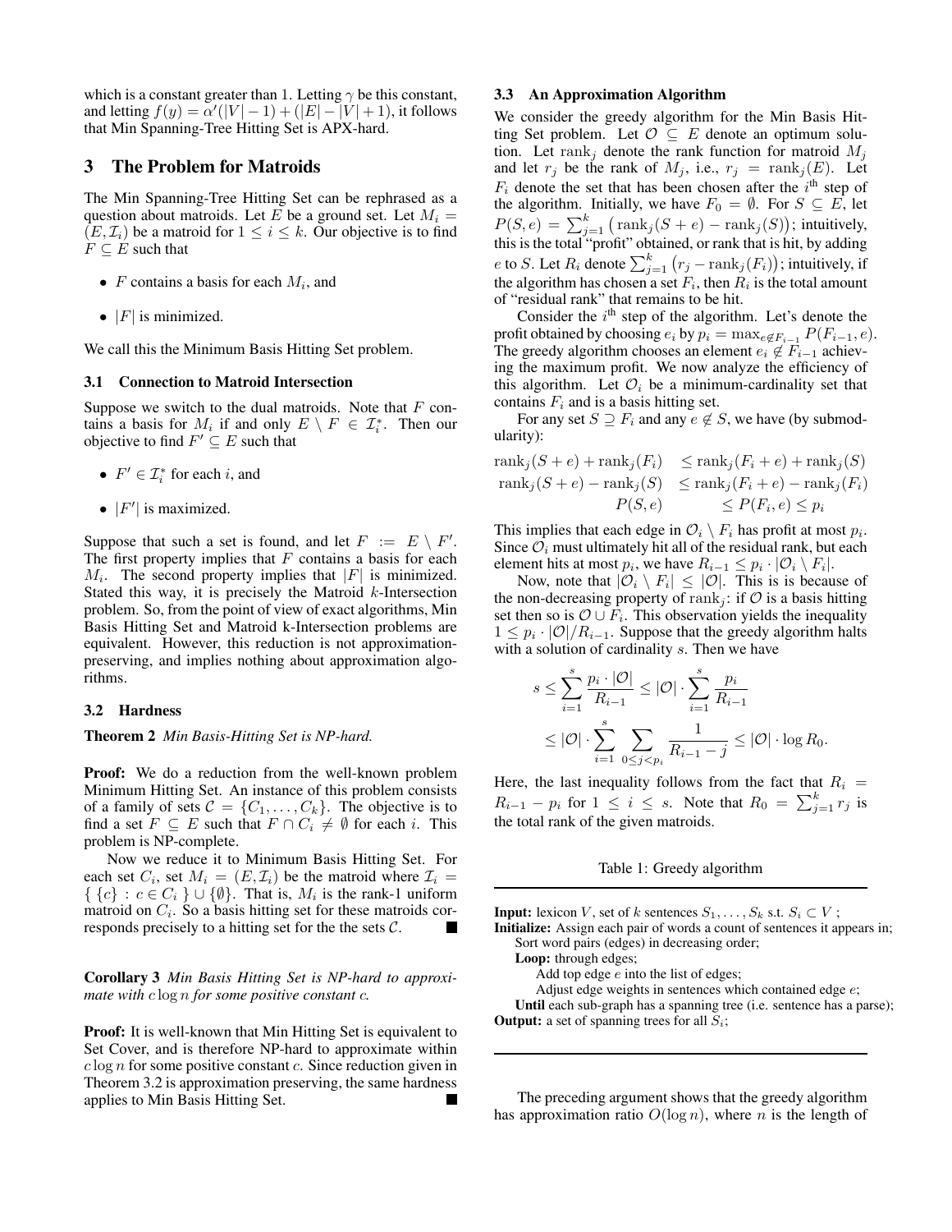which is a constant greater than 1. Letting $\gamma$ be this constant, and letting $f(y) = \alpha'(|V| - 1) + (|E| - |V| + 1)$, it follows that Min Spanning-Tree Hitting Set is APX-hard.

## 3 The Problem for Matroids

The Min Spanning-Tree Hitting Set can be rephrased as a question about matroids. Let $E$ be a ground set. Let $M_i = (E, \mathcal{I}_i)$ be a matroid for $1 \le i \le k$. Our objective is to find $F \subseteq E$ such that

- $F$ contains a basis for each $M_i$, and
- $|F|$ is minimized.

We call this the Minimum Basis Hitting Set problem.

### 3.1 Connection to Matroid Intersection

Suppose we switch to the dual matroids. Note that $F$ contains a basis for $M_i$ if and only $E \setminus F \in \mathcal{I}_i^*$. Then our objective to find $F' \subseteq E$ such that

- $F' \in \mathcal{I}_i^*$ for each $i$, and
- $|F'|$ is maximized.

Suppose that such a set is found, and let $F := E \setminus F'$. The first property implies that $F$ contains a basis for each $M_i$. The second property implies that $|F|$ is minimized. Stated this way, it is precisely the Matroid $k$-Intersection problem. So, from the point of view of exact algorithms, Min Basis Hitting Set and Matroid k-Intersection problems are equivalent. However, this reduction is not approximation-preserving, and implies nothing about approximation algorithms.

### 3.2 Hardness

**Theorem 2** *Min Basis-Hitting Set is NP-hard.*

**Proof:** We do a reduction from the well-known problem Minimum Hitting Set. An instance of this problem consists of a family of sets $\mathcal{C} = \{C_1, \ldots, C_k\}$. The objective is to find a set $F \subseteq E$ such that $F \cap C_i \neq \emptyset$ for each $i$. This problem is NP-complete.

Now we reduce it to Minimum Basis Hitting Set. For each set $C_i$, set $M_i = (E, \mathcal{I}_i)$ be the matroid where $\mathcal{I}_i = \{\ \{c\} : c \in C_i\ \} \cup \{\emptyset\}$. That is, $M_i$ is the rank-1 uniform matroid on $C_i$. So a basis hitting set for these matroids corresponds precisely to a hitting set for the the sets $\mathcal{C}$. ■

**Corollary 3** *Min Basis Hitting Set is NP-hard to approximate with $c \log n$ for some positive constant $c$.*

**Proof:** It is well-known that Min Hitting Set is equivalent to Set Cover, and is therefore NP-hard to approximate within $c \log n$ for some positive constant $c$. Since reduction given in Theorem 3.2 is approximation preserving, the same hardness applies to Min Basis Hitting Set. ■

### 3.3 An Approximation Algorithm

We consider the greedy algorithm for the Min Basis Hitting Set problem. Let $\mathcal{O} \subseteq E$ denote an optimum solution. Let $\mathrm{rank}_j$ denote the rank function for matroid $M_j$ and let $r_j$ be the rank of $M_j$, i.e., $r_j = \mathrm{rank}_j(E)$. Let $F_i$ denote the set that has been chosen after the $i^{\text{th}}$ step of the algorithm. Initially, we have $F_0 = \emptyset$. For $S \subseteq E$, let $P(S, e) = \sum_{j=1}^{k} \big( \mathrm{rank}_j(S + e) - \mathrm{rank}_j(S) \big)$; intuitively, this is the total "profit" obtained, or rank that is hit, by adding $e$ to $S$. Let $R_i$ denote $\sum_{j=1}^{k} \big( r_j - \mathrm{rank}_j(F_i) \big)$; intuitively, if the algorithm has chosen a set $F_i$, then $R_i$ is the total amount of "residual rank" that remains to be hit.

Consider the $i^{\text{th}}$ step of the algorithm. Let's denote the profit obtained by choosing $e_i$ by $p_i = \max_{e \notin F_{i-1}} P(F_{i-1}, e)$. The greedy algorithm chooses an element $e_i \notin F_{i-1}$ achieving the maximum profit. We now analyze the efficiency of this algorithm. Let $\mathcal{O}_i$ be a minimum-cardinality set that contains $F_i$ and is a basis hitting set.

For any set $S \supseteq F_i$ and any $e \notin S$, we have (by submodularity):

$$
\begin{aligned}
\mathrm{rank}_j(S+e) + \mathrm{rank}_j(F_i) &\le \mathrm{rank}_j(F_i + e) + \mathrm{rank}_j(S) \\
\mathrm{rank}_j(S+e) - \mathrm{rank}_j(S) &\le \mathrm{rank}_j(F_i + e) - \mathrm{rank}_j(F_i) \\
P(S, e) &\le P(F_i, e) \le p_i
\end{aligned}
$$

This implies that each edge in $\mathcal{O}_i \setminus F_i$ has profit at most $p_i$. Since $\mathcal{O}_i$ must ultimately hit all of the residual rank, but each element hits at most $p_i$, we have $R_{i-1} \le p_i \cdot |\mathcal{O}_i \setminus F_i|$.

Now, note that $|\mathcal{O}_i \setminus F_i| \le |\mathcal{O}|$. This is is because of the non-decreasing property of $\mathrm{rank}_j$: if $\mathcal{O}$ is a basis hitting set then so is $\mathcal{O} \cup F_i$. This observation yields the inequality $1 \le p_i \cdot |\mathcal{O}| / R_{i-1}$. Suppose that the greedy algorithm halts with a solution of cardinality $s$. Then we have

$$
\begin{aligned}
s &\le \sum_{i=1}^{s} \frac{p_i \cdot |\mathcal{O}|}{R_{i-1}} \le |\mathcal{O}| \cdot \sum_{i=1}^{s} \frac{p_i}{R_{i-1}} \\
&\le |\mathcal{O}| \cdot \sum_{i=1}^{s} \sum_{0 \le j < p_i} \frac{1}{R_{i-1} - j} \le |\mathcal{O}| \cdot \log R_0.
\end{aligned}
$$

Here, the last inequality follows from the fact that $R_i = R_{i-1} - p_i$ for $1 \le i \le s$. Note that $R_0 = \sum_{j=1}^{k} r_j$ is the total rank of the given matroids.

Table 1: Greedy algorithm

**Input:** lexicon $V$, set of $k$ sentences $S_1, \ldots, S_k$ s.t. $S_i \subset V$ ;
**Initialize:** Assign each pair of words a count of sentences it appears in;
  Sort word pairs (edges) in decreasing order;
  **Loop:** through edges;
    Add top edge $e$ into the list of edges;
    Adjust edge weights in sentences which contained edge $e$;
  **Until** each sub-graph has a spanning tree (i.e. sentence has a parse);
**Output:** a set of spanning trees for all $S_i$;

The preceding argument shows that the greedy algorithm has approximation ratio $O(\log n)$, where $n$ is the length of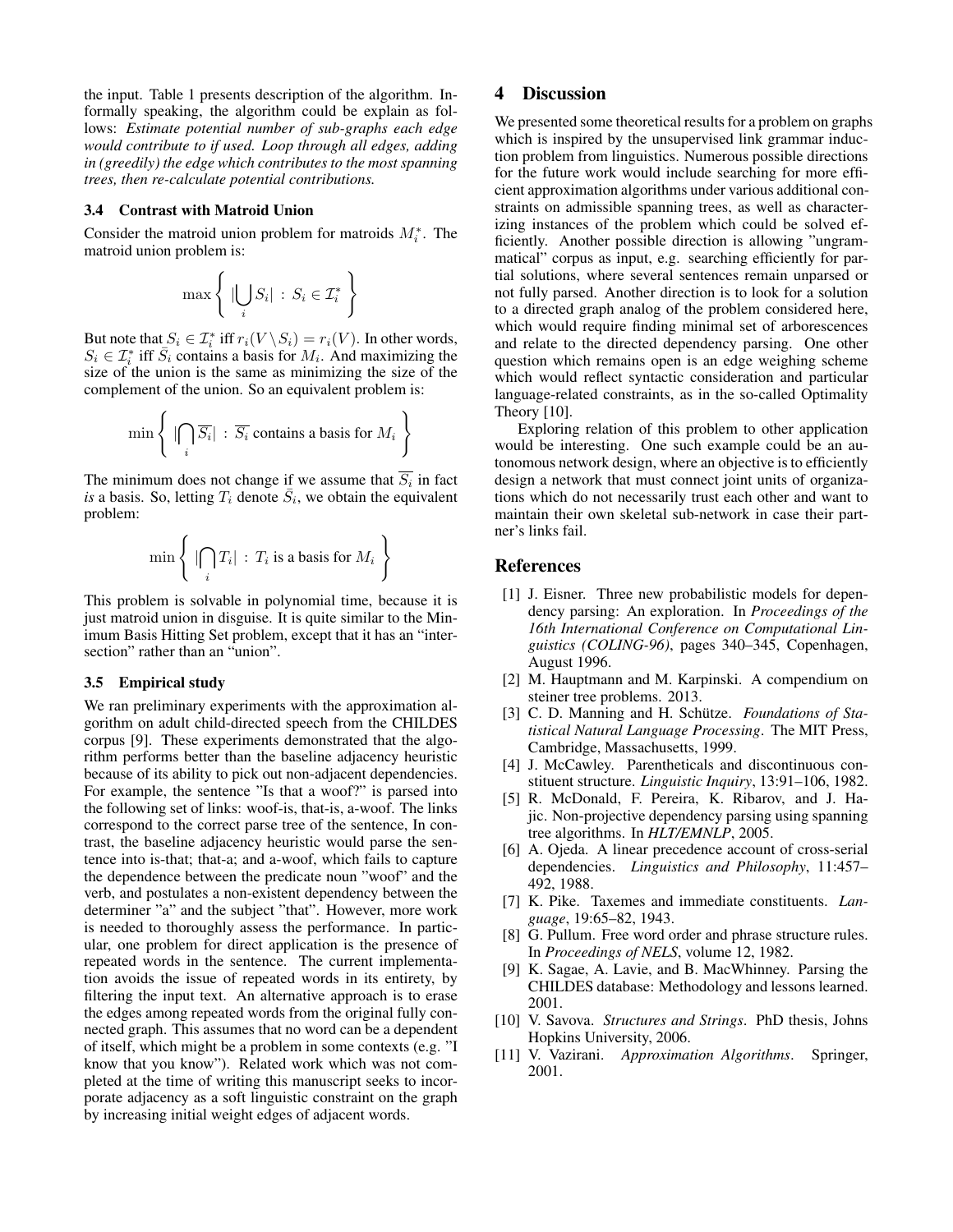the input. Table 1 presents description of the algorithm. Informally speaking, the algorithm could be explain as follows: *Estimate potential number of sub-graphs each edge would contribute to if used. Loop through all edges, adding in (greedily) the edge which contributes to the most spanning trees, then re-calculate potential contributions.*

### 3.4 Contrast with Matroid Union

Consider the matroid union problem for matroids $M_i^*$. The matroid union problem is:

$$\max \left\{ |\bigcup_i S_i| \; : \; S_i \in \mathcal{I}_i^* \right\}$$

But note that $S_i \in \mathcal{I}_i^*$ iff $r_i(V \setminus S_i) = r_i(V)$. In other words, $S_i \in \mathcal{I}_i^*$ iff $\bar{S}_i$ contains a basis for $M_i$. And maximizing the size of the union is the same as minimizing the size of the complement of the union. So an equivalent problem is:

$$\min \left\{ |\bigcap_i \overline{S_i}| \; : \; \overline{S_i} \text{ contains a basis for } M_i \right\}$$

The minimum does not change if we assume that $\overline{S_i}$ in fact *is* a basis. So, letting $T_i$ denote $\bar{S}_i$, we obtain the equivalent problem:

$$\min \left\{ |\bigcap_i T_i| \; : \; T_i \text{ is a basis for } M_i \right\}$$

This problem is solvable in polynomial time, because it is just matroid union in disguise. It is quite similar to the Minimum Basis Hitting Set problem, except that it has an "intersection" rather than an "union".

### 3.5 Empirical study

We ran preliminary experiments with the approximation algorithm on adult child-directed speech from the CHILDES corpus [9]. These experiments demonstrated that the algorithm performs better than the baseline adjacency heuristic because of its ability to pick out non-adjacent dependencies. For example, the sentence "Is that a woof?" is parsed into the following set of links: woof-is, that-is, a-woof. The links correspond to the correct parse tree of the sentence, In contrast, the baseline adjacency heuristic would parse the sentence into is-that; that-a; and a-woof, which fails to capture the dependence between the predicate noun "woof" and the verb, and postulates a non-existent dependency between the determiner "a" and the subject "that". However, more work is needed to thoroughly assess the performance. In particular, one problem for direct application is the presence of repeated words in the sentence. The current implementation avoids the issue of repeated words in its entirety, by filtering the input text. An alternative approach is to erase the edges among repeated words from the original fully connected graph. This assumes that no word can be a dependent of itself, which might be a problem in some contexts (e.g. "I know that you know"). Related work which was not completed at the time of writing this manuscript seeks to incorporate adjacency as a soft linguistic constraint on the graph by increasing initial weight edges of adjacent words.

## 4 Discussion

We presented some theoretical results for a problem on graphs which is inspired by the unsupervised link grammar induction problem from linguistics. Numerous possible directions for the future work would include searching for more efficient approximation algorithms under various additional constraints on admissible spanning trees, as well as characterizing instances of the problem which could be solved efficiently. Another possible direction is allowing "ungrammatical" corpus as input, e.g. searching efficiently for partial solutions, where several sentences remain unparsed or not fully parsed. Another direction is to look for a solution to a directed graph analog of the problem considered here, which would require finding minimal set of arborescences and relate to the directed dependency parsing. One other question which remains open is an edge weighing scheme which would reflect syntactic consideration and particular language-related constraints, as in the so-called Optimality Theory [10].

Exploring relation of this problem to other application would be interesting. One such example could be an autonomous network design, where an objective is to efficiently design a network that must connect joint units of organizations which do not necessarily trust each other and want to maintain their own skeletal sub-network in case their partner's links fail.

## References

[1] J. Eisner. Three new probabilistic models for dependency parsing: An exploration. In *Proceedings of the 16th International Conference on Computational Linguistics (COLING-96)*, pages 340–345, Copenhagen, August 1996.

[2] M. Hauptmann and M. Karpinski. A compendium on steiner tree problems. 2013.

[3] C. D. Manning and H. Schütze. *Foundations of Statistical Natural Language Processing*. The MIT Press, Cambridge, Massachusetts, 1999.

[4] J. McCawley. Parentheticals and discontinuous constituent structure. *Linguistic Inquiry*, 13:91–106, 1982.

[5] R. McDonald, F. Pereira, K. Ribarov, and J. Hajic. Non-projective dependency parsing using spanning tree algorithms. In *HLT/EMNLP*, 2005.

[6] A. Ojeda. A linear precedence account of cross-serial dependencies. *Linguistics and Philosophy*, 11:457–492, 1988.

[7] K. Pike. Taxemes and immediate constituents. *Language*, 19:65–82, 1943.

[8] G. Pullum. Free word order and phrase structure rules. In *Proceedings of NELS*, volume 12, 1982.

[9] K. Sagae, A. Lavie, and B. MacWhinney. Parsing the CHILDES database: Methodology and lessons learned. 2001.

[10] V. Savova. *Structures and Strings*. PhD thesis, Johns Hopkins University, 2006.

[11] V. Vazirani. *Approximation Algorithms*. Springer, 2001.